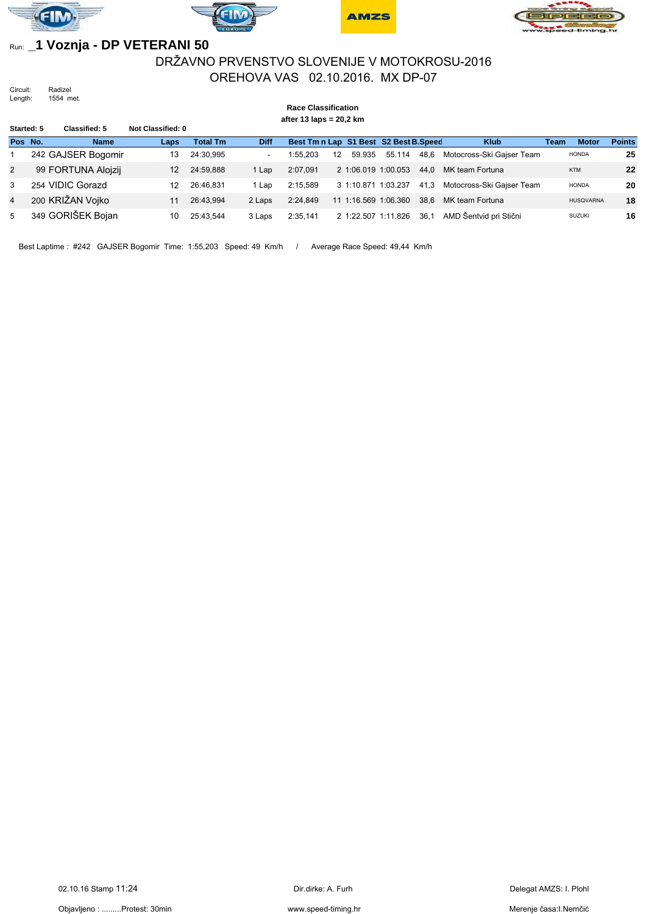Run: _**1 Voznja - DP VETERANI 50**

## DRŽAVNO PRVENSTVO SLOVENIJE V MOTOKROSU-2016

## OREHOVA VAS 02.10.2016. MX DP-07

Circuit: Radizel
Length: 1554 met.

**Race Classification**
**after 13 laps = 20,2 km**

**Started: 5** **Classified: 5** **Not Classified: 0**

| Pos | No. | Name | Laps | Total Tm | Diff | Best Tm | n Lap | S1 Best | S2 Best | B.Speed | Klub | Team | Motor | Points |
|---|---|---|---|---|---|---|---|---|---|---|---|---|---|---|
| 1 | 242 | GAJSER Bogomir | 13 | 24:30,995 | - | 1:55,203 | 12 | 59.935 | 55.114 | 48,6 | Motocross-Ski Gajser Team | | HONDA | 25 |
| 2 | 99 | FORTUNA Alojzij | 12 | 24:59,888 | 1 Lap | 2:07,091 | 2 | 1:06.019 | 1:00.053 | 44,0 | MK team Fortuna | | KTM | 22 |
| 3 | 254 | VIDIC Gorazd | 12 | 26:46,831 | 1 Lap | 2:15,589 | 3 | 1:10.871 | 1:03.237 | 41,3 | Motocross-Ski Gajser Team | | HONDA | 20 |
| 4 | 200 | KRIŽAN Vojko | 11 | 26:43,994 | 2 Laps | 2:24,849 | 11 | 1:16.569 | 1:06.360 | 38,6 | MK team Fortuna | | HUSQVARNA | 18 |
| 5 | 349 | GORIŠEK Bojan | 10 | 25:43,544 | 3 Laps | 2:35,141 | 2 | 1:22.507 | 1:11.826 | 36,1 | AMD Šentvid pri Stični | | SUZUKI | 16 |

Best Laptime : #242 GAJSER Bogomir Time: 1:55,203 Speed: 49 Km/h / Average Race Speed: 49,44 Km/h

02.10.16 Stamp 11:24 Dir.dirke: A. Furh Delegat AMZS: I. Plohl

Objavljeno : .........Protest: 30min www.speed-timing.hr Merenje časa:I.Nemčić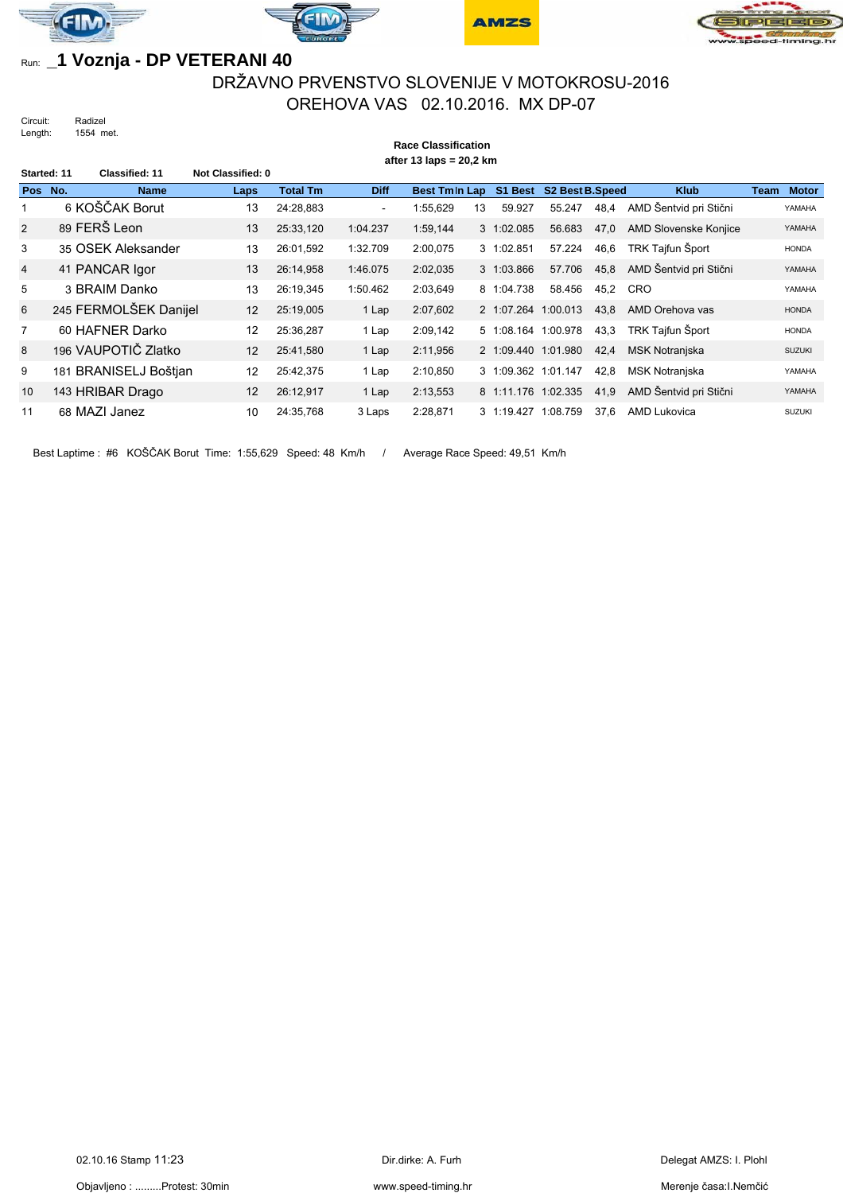Run: _1 Voznja - DP VETERANI 40

# DRŽAVNO PRVENSTVO SLOVENIJE V MOTOKROSU-2016

## OREHOVA VAS 02.10.2016. MX DP-07

Circuit: Radizel
Length: 1554 met.

**Race Classification**
**after 13 laps = 20,2 km**

**Started: 11** **Classified: 11** **Not Classified: 0**

| Pos | No. | Name | Laps | Total Tm | Diff | Best Tm | In Lap | S1 Best | S2 Best | B.Speed | Klub | Team | Motor |
|---|---|---|---|---|---|---|---|---|---|---|---|---|---|
| 1 | 6 | KOŠČAK Borut | 13 | 24:28,883 | - | 1:55,629 | 13 | 59.927 | 55.247 | 48,4 | AMD Šentvid pri Stični | | YAMAHA |
| 2 | 89 | FERŠ Leon | 13 | 25:33,120 | 1:04.237 | 1:59,144 | 3 | 1:02.085 | 56.683 | 47,0 | AMD Slovenske Konjice | | YAMAHA |
| 3 | 35 | OSEK Aleksander | 13 | 26:01,592 | 1:32.709 | 2:00,075 | 3 | 1:02.851 | 57.224 | 46,6 | TRK Tajfun Šport | | HONDA |
| 4 | 41 | PANCAR Igor | 13 | 26:14,958 | 1:46.075 | 2:02,035 | 3 | 1:03.866 | 57.706 | 45,8 | AMD Šentvid pri Stični | | YAMAHA |
| 5 | 3 | BRAIM Danko | 13 | 26:19,345 | 1:50.462 | 2:03,649 | 8 | 1:04.738 | 58.456 | 45,2 | CRO | | YAMAHA |
| 6 | 245 | FERMOLŠEK Danijel | 12 | 25:19,005 | 1 Lap | 2:07,602 | 2 | 1:07.264 | 1:00.013 | 43,8 | AMD Orehova vas | | HONDA |
| 7 | 60 | HAFNER Darko | 12 | 25:36,287 | 1 Lap | 2:09,142 | 5 | 1:08.164 | 1:00.978 | 43,3 | TRK Tajfun Šport | | HONDA |
| 8 | 196 | VAUPOTIČ Zlatko | 12 | 25:41,580 | 1 Lap | 2:11,956 | 2 | 1:09.440 | 1:01.980 | 42,4 | MSK Notranjska | | SUZUKI |
| 9 | 181 | BRANISELJ Boštjan | 12 | 25:42,375 | 1 Lap | 2:10,850 | 3 | 1:09.362 | 1:01.147 | 42,8 | MSK Notranjska | | YAMAHA |
| 10 | 143 | HRIBAR Drago | 12 | 26:12,917 | 1 Lap | 2:13,553 | 8 | 1:11.176 | 1:02.335 | 41,9 | AMD Šentvid pri Stični | | YAMAHA |
| 11 | 68 | MAZI Janez | 10 | 24:35,768 | 3 Laps | 2:28,871 | 3 | 1:19.427 | 1:08.759 | 37,6 | AMD Lukovica | | SUZUKI |

Best Laptime : #6 KOŠČAK Borut Time: 1:55,629 Speed: 48 Km/h / Average Race Speed: 49,51 Km/h

02.10.16 Stamp 11:23

Dir.dirke: A. Furh

Delegat AMZS: I. Plohl

Objavljeno : .........Protest: 30min

www.speed-timing.hr

Merenje časa:I.Nemčić